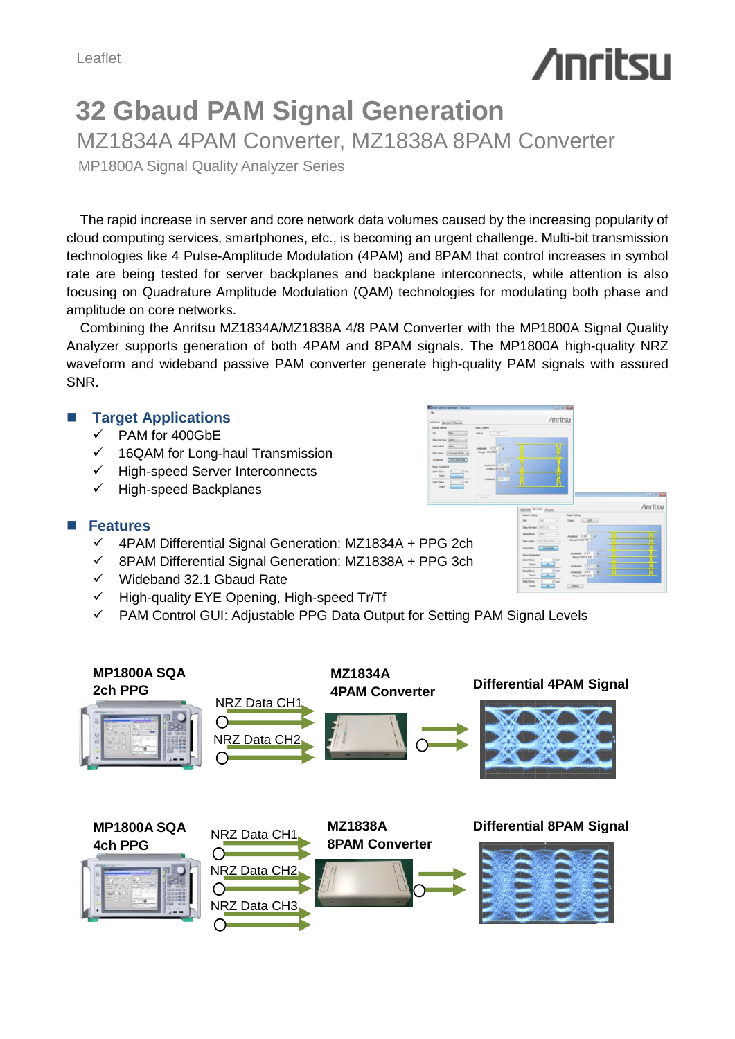Leaflet

# 32 Gbaud PAM Signal Generation

## MZ1834A 4PAM Converter, MZ1838A 8PAM Converter

MP1800A Signal Quality Analyzer Series

The rapid increase in server and core network data volumes caused by the increasing popularity of cloud computing services, smartphones, etc., is becoming an urgent challenge. Multi-bit transmission technologies like 4 Pulse-Amplitude Modulation (4PAM) and 8PAM that control increases in symbol rate are being tested for server backplanes and backplane interconnects, while attention is also focusing on Quadrature Amplitude Modulation (QAM) technologies for modulating both phase and amplitude on core networks.

Combining the Anritsu MZ1834A/MZ1838A 4/8 PAM Converter with the MP1800A Signal Quality Analyzer supports generation of both 4PAM and 8PAM signals. The MP1800A high-quality NRZ waveform and wideband passive PAM converter generate high-quality PAM signals with assured SNR.

### Target Applications

- ✓ PAM for 400GbE
- ✓ 16QAM for Long-haul Transmission
- ✓ High-speed Server Interconnects
- ✓ High-speed Backplanes

### Features

- ✓ 4PAM Differential Signal Generation: MZ1834A + PPG 2ch
- ✓ 8PAM Differential Signal Generation: MZ1838A + PPG 3ch
- ✓ Wideband 32.1 Gbaud Rate
- ✓ High-quality EYE Opening, High-speed Tr/Tf
- ✓ PAM Control GUI: Adjustable PPG Data Output for Setting PAM Signal Levels

**MP1800A SQA 2ch PPG** — NRZ Data CH1, NRZ Data CH2 → **MZ1834A 4PAM Converter** → **Differential 4PAM Signal**

**MP1800A SQA 4ch PPG** — NRZ Data CH1, NRZ Data CH2, NRZ Data CH3 → **MZ1838A 8PAM Converter** → **Differential 8PAM Signal**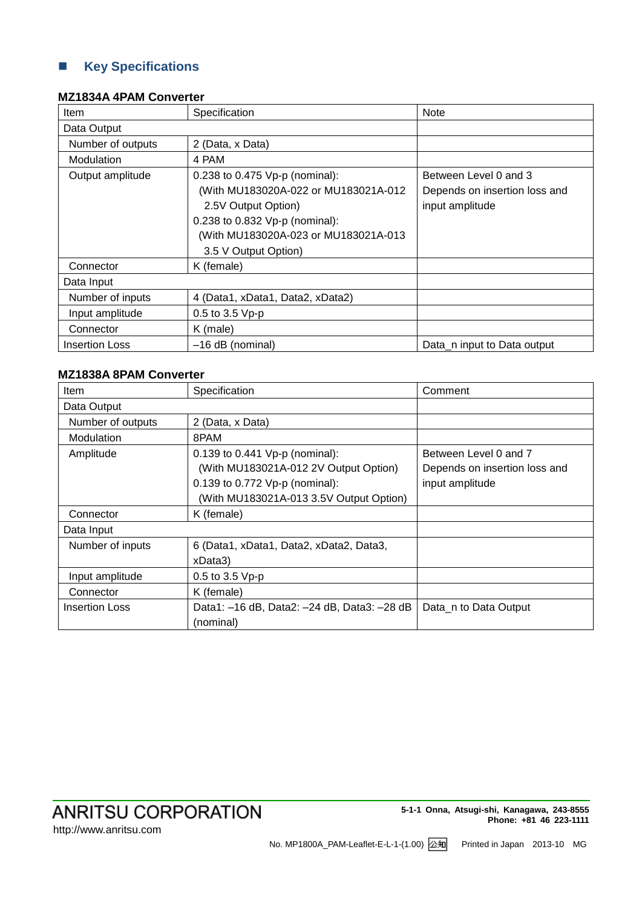## ■ Key Specifications

### MZ1834A 4PAM Converter

| Item | Specification | Note |
|---|---|---|
| Data Output | | |
| Number of outputs | 2 (Data, x Data) | |
| Modulation | 4 PAM | |
| Output amplitude | 0.238 to 0.475 Vp-p (nominal): (With MU183020A-022 or MU183021A-012 2.5V Output Option) 0.238 to 0.832 Vp-p (nominal): (With MU183020A-023 or MU183021A-013 3.5 V Output Option) | Between Level 0 and 3 Depends on insertion loss and input amplitude |
| Connector | K (female) | |
| Data Input | | |
| Number of inputs | 4 (Data1, xData1, Data2, xData2) | |
| Input amplitude | 0.5 to 3.5 Vp-p | |
| Connector | K (male) | |
| Insertion Loss | –16 dB (nominal) | Data_n input to Data output |

### MZ1838A 8PAM Converter

| Item | Specification | Comment |
|---|---|---|
| Data Output | | |
| Number of outputs | 2 (Data, x Data) | |
| Modulation | 8PAM | |
| Amplitude | 0.139 to 0.441 Vp-p (nominal): (With MU183021A-012 2V Output Option) 0.139 to 0.772 Vp-p (nominal): (With MU183021A-013 3.5V Output Option) | Between Level 0 and 7 Depends on insertion loss and input amplitude |
| Connector | K (female) | |
| Data Input | | |
| Number of inputs | 6 (Data1, xData1, Data2, xData2, Data3, xData3) | |
| Input amplitude | 0.5 to 3.5 Vp-p | |
| Connector | K (female) | |
| Insertion Loss | Data1: –16 dB, Data2: –24 dB, Data3: –28 dB (nominal) | Data_n to Data Output |

ANRITSU CORPORATION
http://www.anritsu.com

5-1-1 Onna, Atsugi-shi, Kanagawa, 243-8555
Phone: +81 46 223-1111

No. MP1800A_PAM-Leaflet-E-L-1-(1.00) 公知 Printed in Japan 2013-10 MG